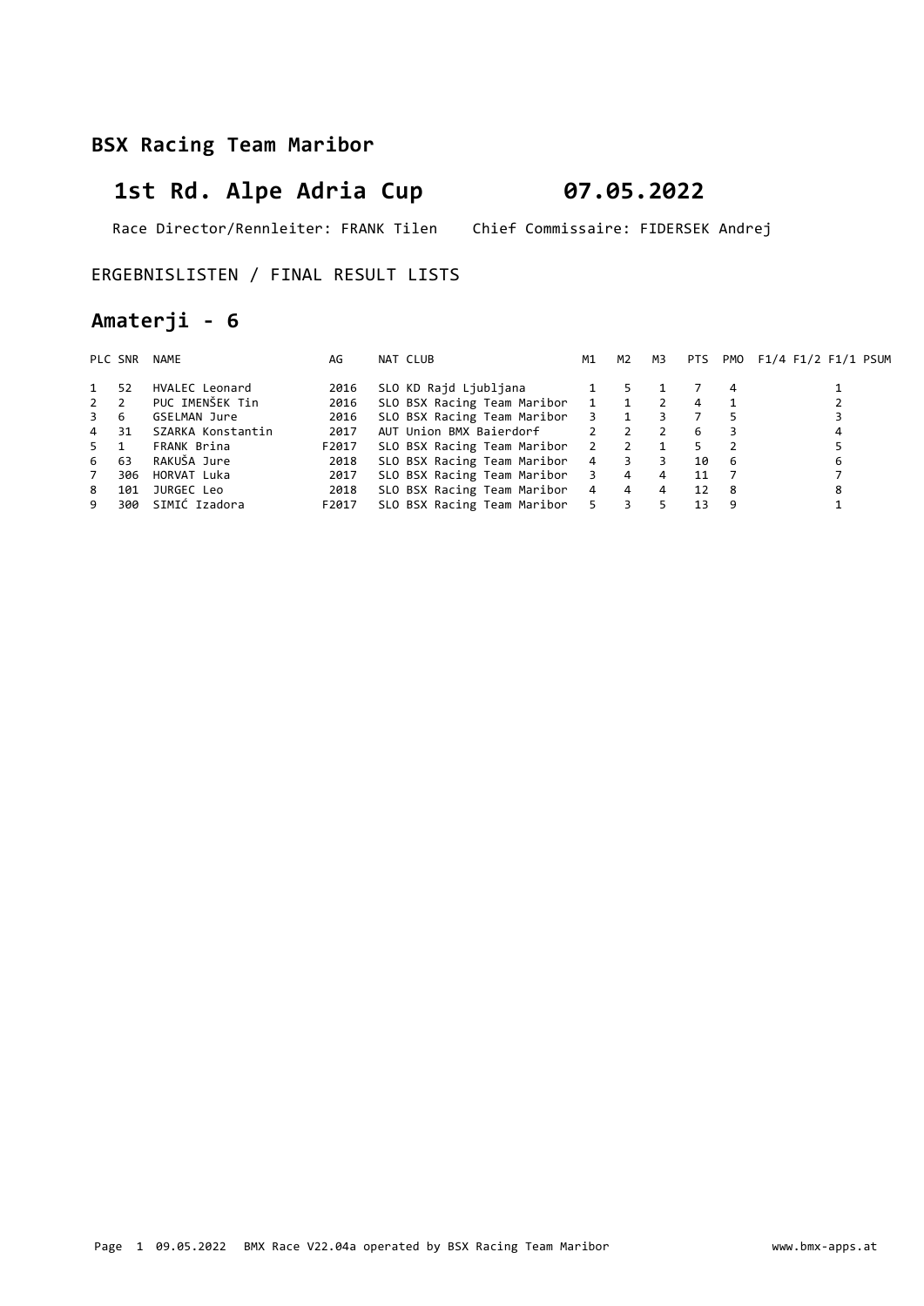## BSX Racing Team Maribor

# 1st Rd. Alpe Adria Cup 07.05.2022

Race Director/Rennleiter: FRANK Tilen Chief Commissaire: FIDERSEK Andrej

ERGEBNISLISTEN / FINAL RESULT LISTS

## Amaterji - 6

| PLC | SNR | NAME | AG | NAT | CLUB | M1 | M2 | M3 | PTS | PMO | F1/4 | F1/2 | F1/1 | PSUM |
|---|---|---|---|---|---|---|---|---|---|---|---|---|---|---|
| 1 | 52 | HVALEC Leonard | 2016 | SLO | KD Rajd Ljubljana | 1 | 5 | 1 | 7 | 4 | | | | 1 |
| 2 | 2 | PUC IMENŠEK Tin | 2016 | SLO | BSX Racing Team Maribor | 1 | 1 | 2 | 4 | 1 | | | | 2 |
| 3 | 6 | GSELMAN Jure | 2016 | SLO | BSX Racing Team Maribor | 3 | 1 | 3 | 7 | 5 | | | | 3 |
| 4 | 31 | SZARKA Konstantin | 2017 | AUT | Union BMX Baierdorf | 2 | 2 | 2 | 6 | 3 | | | | 4 |
| 5 | 1 | FRANK Brina | F2017 | SLO | BSX Racing Team Maribor | 2 | 2 | 1 | 5 | 2 | | | | 5 |
| 6 | 63 | RAKUŠA Jure | 2018 | SLO | BSX Racing Team Maribor | 4 | 3 | 3 | 10 | 6 | | | | 6 |
| 7 | 306 | HORVAT Luka | 2017 | SLO | BSX Racing Team Maribor | 3 | 4 | 4 | 11 | 7 | | | | 7 |
| 8 | 101 | JURGEC Leo | 2018 | SLO | BSX Racing Team Maribor | 4 | 4 | 4 | 12 | 8 | | | | 8 |
| 9 | 300 | SIMIĆ Izadora | F2017 | SLO | BSX Racing Team Maribor | 5 | 3 | 5 | 13 | 9 | | | | 1 |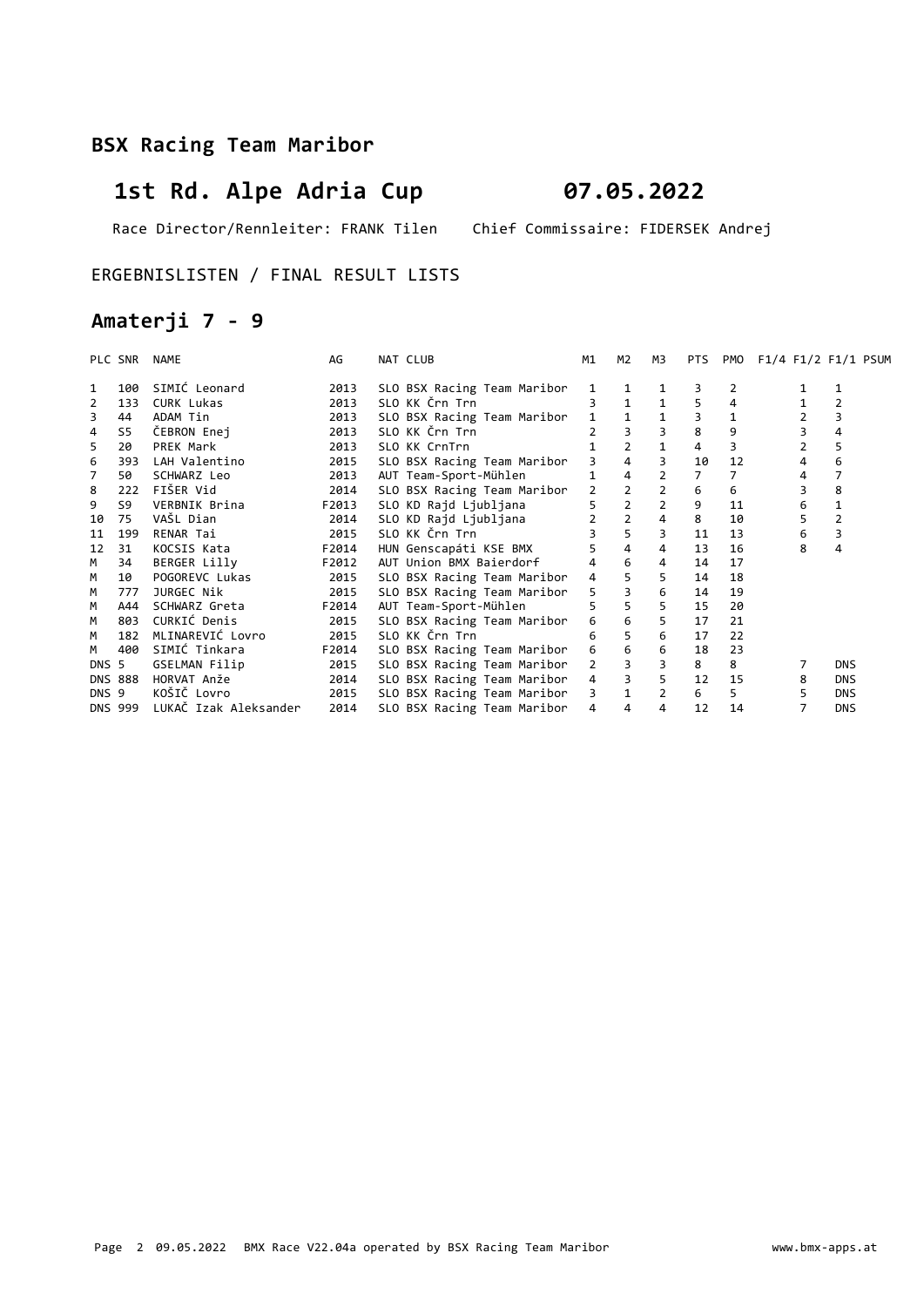## BSX Racing Team Maribor

# 1st Rd. Alpe Adria Cup 07.05.2022

Race Director/Rennleiter: FRANK Tilen Chief Commissaire: FIDERSEK Andrej

ERGEBNISLISTEN / FINAL RESULT LISTS

## Amaterji 7 - 9

| PLC | SNR | NAME | AG | NAT | CLUB | M1 | M2 | M3 | PTS | PMO | F1/4 | F1/2 | F1/1 | PSUM |
|---|---|---|---|---|---|---|---|---|---|---|---|---|---|---|
| 1 | 100 | SIMIĆ Leonard | 2013 | SLO | BSX Racing Team Maribor | 1 | 1 | 1 | 3 | 2 | | 1 | 1 | |
| 2 | 133 | CURK Lukas | 2013 | SLO | KK Črn Trn | 3 | 1 | 1 | 5 | 4 | | 1 | 2 | |
| 3 | 44 | ADAM Tin | 2013 | SLO | BSX Racing Team Maribor | 1 | 1 | 1 | 3 | 1 | | 2 | 3 | |
| 4 | S5 | ČEBRON Enej | 2013 | SLO | KK Črn Trn | 2 | 3 | 3 | 8 | 9 | | 3 | 4 | |
| 5 | 20 | PREK Mark | 2013 | SLO | KK CrnTrn | 1 | 2 | 1 | 4 | 3 | | 2 | 5 | |
| 6 | 393 | LAH Valentino | 2015 | SLO | BSX Racing Team Maribor | 3 | 4 | 3 | 10 | 12 | | 4 | 6 | |
| 7 | 50 | SCHWARZ Leo | 2013 | AUT | Team-Sport-Mühlen | 1 | 4 | 2 | 7 | 7 | | 4 | 7 | |
| 8 | 222 | FIŠER Vid | 2014 | SLO | BSX Racing Team Maribor | 2 | 2 | 2 | 6 | 6 | | 3 | 8 | |
| 9 | S9 | VERBNIK Brina | F2013 | SLO | KD Rajd Ljubljana | 5 | 2 | 2 | 9 | 11 | | 6 | 1 | |
| 10 | 75 | VAŠL Dian | 2014 | SLO | KD Rajd Ljubljana | 2 | 2 | 4 | 8 | 10 | | 5 | 2 | |
| 11 | 199 | RENAR Tai | 2015 | SLO | KK Črn Trn | 3 | 5 | 3 | 11 | 13 | | 6 | 3 | |
| 12 | 31 | KOCSIS Kata | F2014 | HUN | Genscapáti KSE BMX | 5 | 4 | 4 | 13 | 16 | | 8 | 4 | |
| M | 34 | BERGER Lilly | F2012 | AUT | Union BMX Baierdorf | 4 | 6 | 4 | 14 | 17 | | | | |
| M | 10 | POGOREVC Lukas | 2015 | SLO | BSX Racing Team Maribor | 4 | 5 | 5 | 14 | 18 | | | | |
| M | 777 | JURGEC Nik | 2015 | SLO | BSX Racing Team Maribor | 5 | 3 | 6 | 14 | 19 | | | | |
| M | A44 | SCHWARZ Greta | F2014 | AUT | Team-Sport-Mühlen | 5 | 5 | 5 | 15 | 20 | | | | |
| M | 803 | CURKIĆ Denis | 2015 | SLO | BSX Racing Team Maribor | 6 | 6 | 5 | 17 | 21 | | | | |
| M | 182 | MLINAREVIĆ Lovro | 2015 | SLO | KK Črn Trn | 6 | 5 | 6 | 17 | 22 | | | | |
| M | 400 | SIMIĆ Tinkara | F2014 | SLO | BSX Racing Team Maribor | 6 | 6 | 6 | 18 | 23 | | | | |
| DNS | 5 | GSELMAN Filip | 2015 | SLO | BSX Racing Team Maribor | 2 | 3 | 3 | 8 | 8 | | 7 | DNS | |
| DNS | 888 | HORVAT Anže | 2014 | SLO | BSX Racing Team Maribor | 4 | 3 | 5 | 12 | 15 | | 8 | DNS | |
| DNS | 9 | KOŠIČ Lovro | 2015 | SLO | BSX Racing Team Maribor | 3 | 1 | 2 | 6 | 5 | | 5 | DNS | |
| DNS | 999 | LUKAČ Izak Aleksander | 2014 | SLO | BSX Racing Team Maribor | 4 | 4 | 4 | 12 | 14 | | 7 | DNS | |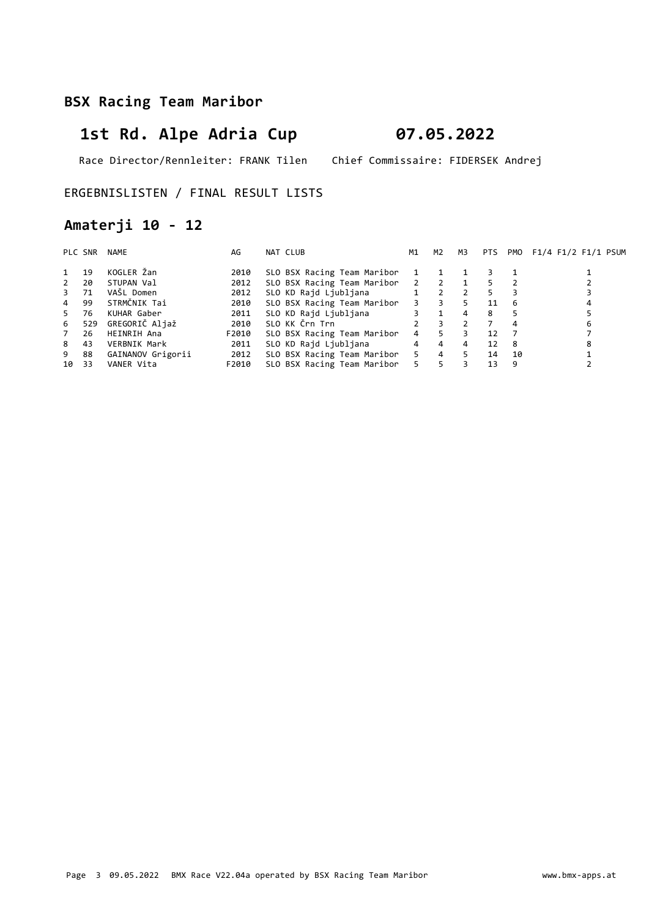## BSX Racing Team Maribor

# 1st Rd. Alpe Adria Cup 07.05.2022

Race Director/Rennleiter: FRANK Tilen Chief Commissaire: FIDERSEK Andrej

ERGEBNISLISTEN / FINAL RESULT LISTS

## Amaterji 10 - 12

| PLC | SNR | NAME | AG | NAT | CLUB | M1 | M2 | M3 | PTS | PMO | F1/4 | F1/2 | F1/1 | PSUM |
|---|---|---|---|---|---|---|---|---|---|---|---|---|---|---|
| 1 | 19 | KOGLER Žan | 2010 | SLO | BSX Racing Team Maribor | 1 | 1 | 1 | 3 | 1 | | | 1 | |
| 2 | 20 | STUPAN Val | 2012 | SLO | BSX Racing Team Maribor | 2 | 2 | 1 | 5 | 2 | | | 2 | |
| 3 | 71 | VAŠL Domen | 2012 | SLO | KD Rajd Ljubljana | 1 | 2 | 2 | 5 | 3 | | | 3 | |
| 4 | 99 | STRMČNIK Tai | 2010 | SLO | BSX Racing Team Maribor | 3 | 3 | 5 | 11 | 6 | | | 4 | |
| 5 | 76 | KUHAR Gaber | 2011 | SLO | KD Rajd Ljubljana | 3 | 1 | 4 | 8 | 5 | | | 5 | |
| 6 | 529 | GREGORIČ Aljaž | 2010 | SLO | KK Črn Trn | 2 | 3 | 2 | 7 | 4 | | | 6 | |
| 7 | 26 | HEINRIH Ana | F2010 | SLO | BSX Racing Team Maribor | 4 | 5 | 3 | 12 | 7 | | | 7 | |
| 8 | 43 | VERBNIK Mark | 2011 | SLO | KD Rajd Ljubljana | 4 | 4 | 4 | 12 | 8 | | | 8 | |
| 9 | 88 | GAINANOV Grigorii | 2012 | SLO | BSX Racing Team Maribor | 5 | 4 | 5 | 14 | 10 | | | 1 | |
| 10 | 33 | VANER Vita | F2010 | SLO | BSX Racing Team Maribor | 5 | 5 | 3 | 13 | 9 | | | 2 | |

Page 3 09.05.2022 BMX Race V22.04a operated by BSX Racing Team Maribor www.bmx-apps.at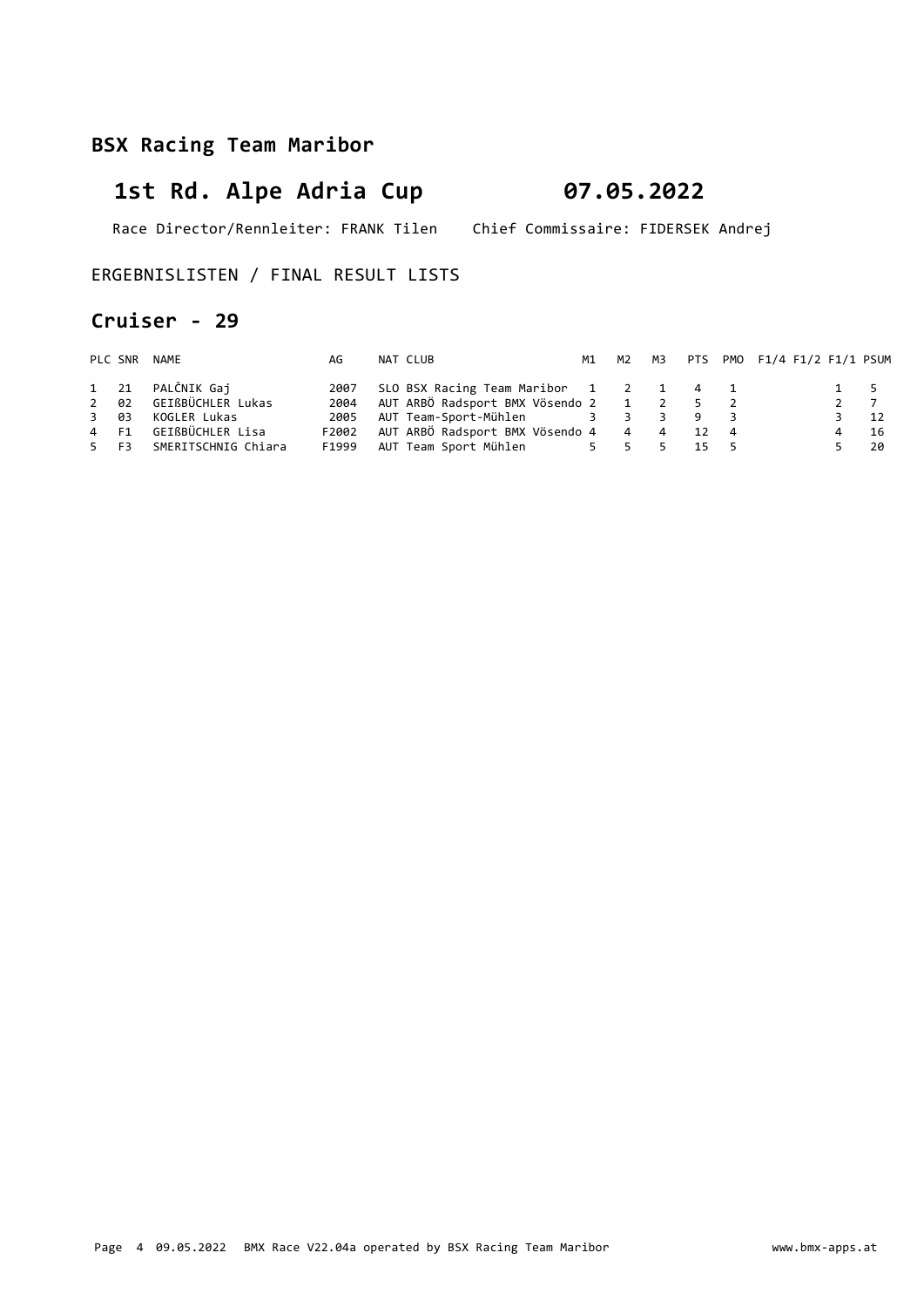## BSX Racing Team Maribor

# 1st Rd. Alpe Adria Cup 07.05.2022

Race Director/Rennleiter: FRANK Tilen Chief Commissaire: FIDERSEK Andrej

ERGEBNISLISTEN / FINAL RESULT LISTS

## Cruiser - 29

| PLC | SNR | NAME | AG | NAT | CLUB | M1 | M2 | M3 | PTS | PMO | F1/4 | F1/2 | F1/1 | PSUM |
|---|---|---|---|---|---|---|---|---|---|---|---|---|---|---|
| 1 | 21 | PALČNIK Gaj | 2007 | SLO | BSX Racing Team Maribor | 1 | 2 | 1 | 4 | 1 | | | 1 | 5 |
| 2 | 02 | GEIßBÜCHLER Lukas | 2004 | AUT | ARBÖ Radsport BMX Vösendo | 2 | 1 | 2 | 5 | 2 | | | 2 | 7 |
| 3 | 03 | KOGLER Lukas | 2005 | AUT | Team-Sport-Mühlen | 3 | 3 | 3 | 9 | 3 | | | 3 | 12 |
| 4 | F1 | GEIßBÜCHLER Lisa | F2002 | AUT | ARBÖ Radsport BMX Vösendo | 4 | 4 | 4 | 12 | 4 | | | 4 | 16 |
| 5 | F3 | SMERITSCHNIG Chiara | F1999 | AUT | Team Sport Mühlen | 5 | 5 | 5 | 15 | 5 | | | 5 | 20 |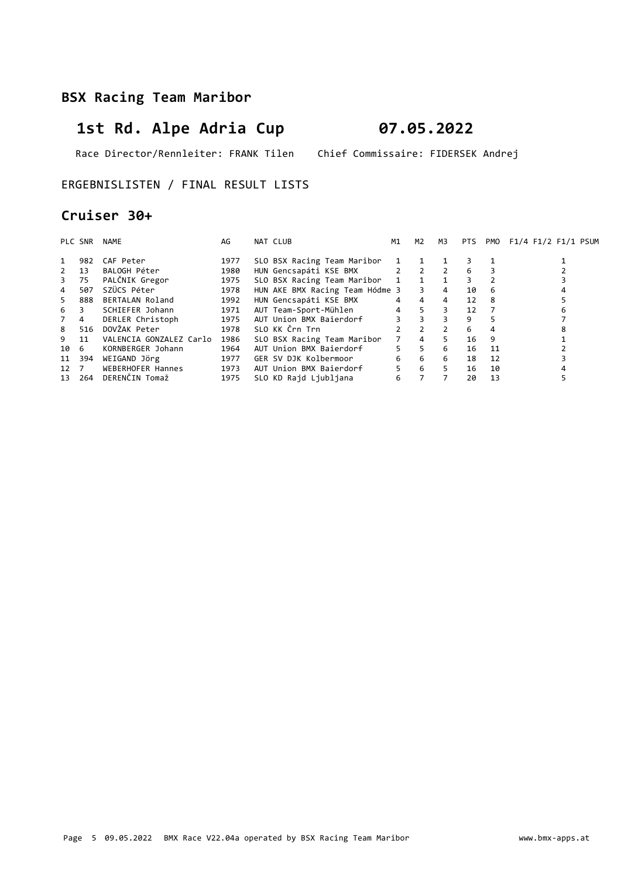## BSX Racing Team Maribor

# 1st Rd. Alpe Adria Cup 07.05.2022

Race Director/Rennleiter: FRANK Tilen Chief Commissaire: FIDERSEK Andrej

ERGEBNISLISTEN / FINAL RESULT LISTS

## Cruiser 30+

| PLC | SNR | NAME | AG | NAT | CLUB | M1 | M2 | M3 | PTS | PMO | F1/4 | F1/2 | F1/1 | PSUM |
|---|---|---|---|---|---|---|---|---|---|---|---|---|---|---|
| 1 | 982 | CAF Peter | 1977 | SLO | BSX Racing Team Maribor | 1 | 1 | 1 | 3 | 1 | | | 1 | |
| 2 | 13 | BALOGH Péter | 1980 | HUN | Gencsapáti KSE BMX | 2 | 2 | 2 | 6 | 3 | | | 2 | |
| 3 | 75 | PALČNIK Gregor | 1975 | SLO | BSX Racing Team Maribor | 1 | 1 | 1 | 3 | 2 | | | 3 | |
| 4 | 507 | SZÜCS Péter | 1978 | HUN | AKE BMX Racing Team Hódme | 3 | 3 | 4 | 10 | 6 | | | 4 | |
| 5 | 888 | BERTALAN Roland | 1992 | HUN | Gencsapáti KSE BMX | 4 | 4 | 4 | 12 | 8 | | | 5 | |
| 6 | 3 | SCHIEFER Johann | 1971 | AUT | Team-Sport-Mühlen | 4 | 5 | 3 | 12 | 7 | | | 6 | |
| 7 | 4 | DERLER Christoph | 1975 | AUT | Union BMX Baierdorf | 3 | 3 | 3 | 9 | 5 | | | 7 | |
| 8 | 516 | DOVŽAK Peter | 1978 | SLO | KK Črn Trn | 2 | 2 | 2 | 6 | 4 | | | 8 | |
| 9 | 11 | VALENCIA GONZALEZ Carlo | 1986 | SLO | BSX Racing Team Maribor | 7 | 4 | 5 | 16 | 9 | | | 1 | |
| 10 | 6 | KORNBERGER Johann | 1964 | AUT | Union BMX Baierdorf | 5 | 5 | 6 | 16 | 11 | | | 2 | |
| 11 | 394 | WEIGAND Jörg | 1977 | GER | SV DJK Kolbermoor | 6 | 6 | 6 | 18 | 12 | | | 3 | |
| 12 | 7 | WEBERHOFER Hannes | 1973 | AUT | Union BMX Baierdorf | 5 | 6 | 5 | 16 | 10 | | | 4 | |
| 13 | 264 | DERENČIN Tomaž | 1975 | SLO | KD Rajd Ljubljana | 6 | 7 | 7 | 20 | 13 | | | 5 | |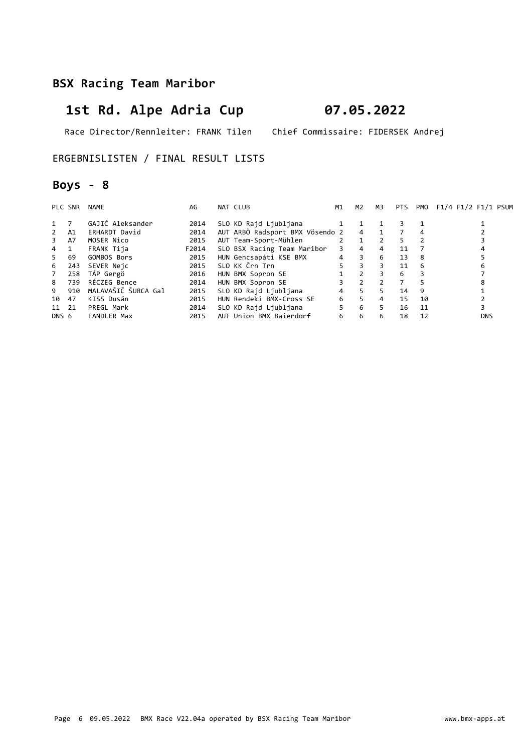## BSX Racing Team Maribor

# 1st Rd. Alpe Adria Cup 07.05.2022

Race Director/Rennleiter: FRANK Tilen Chief Commissaire: FIDERSEK Andrej

ERGEBNISLISTEN / FINAL RESULT LISTS

## Boys - 8

| PLC | SNR | NAME | AG | NAT | CLUB | M1 | M2 | M3 | PTS | PMO | F1/4 | F1/2 | F1/1 | PSUM |
|---|---|---|---|---|---|---|---|---|---|---|---|---|---|---|
| 1 | 7 | GAJIĆ Aleksander | 2014 | SLO | KD Rajd Ljubljana | 1 | 1 | 1 | 3 | 1 | | | 1 | |
| 2 | A1 | ERHARDT David | 2014 | AUT | ARBÖ Radsport BMX Vösendo | 2 | 4 | 1 | 7 | 4 | | | 2 | |
| 3 | A7 | MOSER Nico | 2015 | AUT | Team-Sport-Mühlen | 2 | 1 | 2 | 5 | 2 | | | 3 | |
| 4 | 1 | FRANK Tija | F2014 | SLO | BSX Racing Team Maribor | 3 | 4 | 4 | 11 | 7 | | | 4 | |
| 5 | 69 | GOMBOS Bors | 2015 | HUN | Gencsapáti KSE BMX | 4 | 3 | 6 | 13 | 8 | | | 5 | |
| 6 | 243 | SEVER Nejc | 2015 | SLO | KK Črn Trn | 5 | 3 | 3 | 11 | 6 | | | 6 | |
| 7 | 258 | TÁP Gergö | 2016 | HUN | BMX Sopron SE | 1 | 2 | 3 | 6 | 3 | | | 7 | |
| 8 | 739 | RÉCZEG Bence | 2014 | HUN | BMX Sopron SE | 3 | 2 | 2 | 7 | 5 | | | 8 | |
| 9 | 910 | MALAVAŠIČ ŠURCA Gal | 2015 | SLO | KD Rajd Ljubljana | 4 | 5 | 5 | 14 | 9 | | | 1 | |
| 10 | 47 | KISS Dusán | 2015 | HUN | Rendeki BMX-Cross SE | 6 | 5 | 4 | 15 | 10 | | | 2 | |
| 11 | 21 | PREGL Mark | 2014 | SLO | KD Rajd Ljubljana | 5 | 6 | 5 | 16 | 11 | | | 3 | |
| DNS | 6 | FANDLER Max | 2015 | AUT | Union BMX Baierdorf | 6 | 6 | 6 | 18 | 12 | | | DNS | |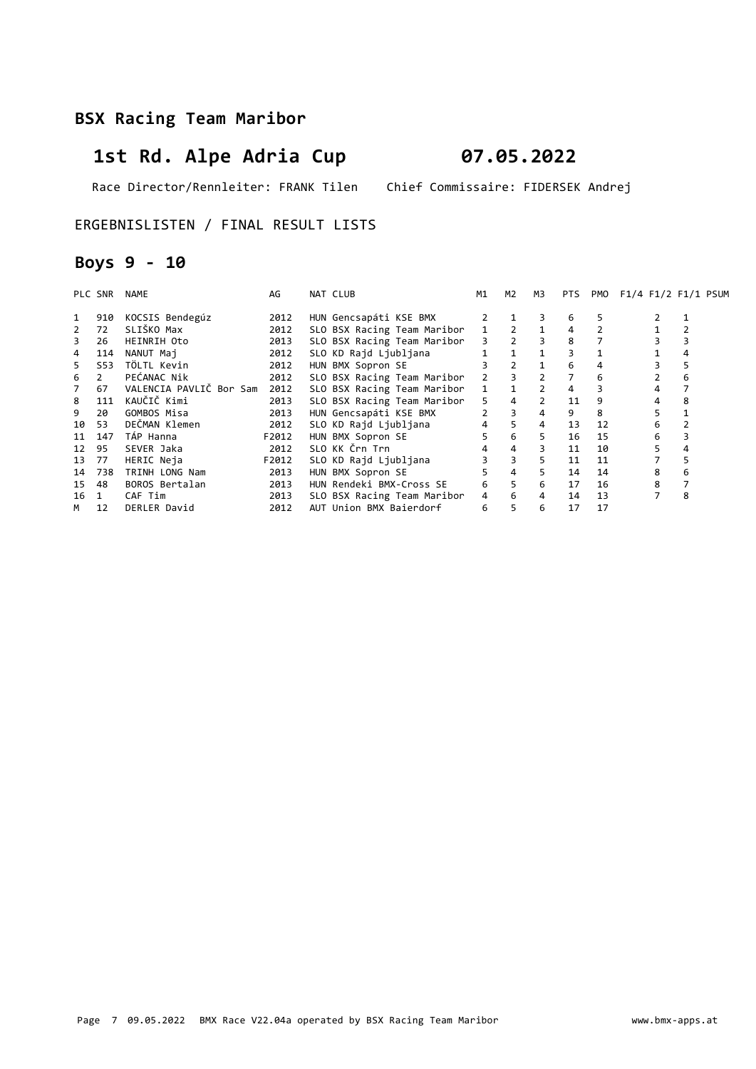## BSX Racing Team Maribor

# 1st Rd. Alpe Adria Cup 07.05.2022

Race Director/Rennleiter: FRANK Tilen    Chief Commissaire: FIDERSEK Andrej

ERGEBNISLISTEN / FINAL RESULT LISTS

## Boys 9 - 10

| PLC | SNR | NAME | AG | NAT | CLUB | M1 | M2 | M3 | PTS | PMO | F1/4 | F1/2 | F1/1 | PSUM |
|---|---|---|---|---|---|---|---|---|---|---|---|---|---|---|
| 1 | 910 | KOCSIS Bendegúz | 2012 | HUN | Gencsapáti KSE BMX | 2 | 1 | 3 | 6 | 5 | | 2 | 1 | |
| 2 | 72 | SLIŠKO Max | 2012 | SLO | BSX Racing Team Maribor | 1 | 2 | 1 | 4 | 2 | | 1 | 2 | |
| 3 | 26 | HEINRIH Oto | 2013 | SLO | BSX Racing Team Maribor | 3 | 2 | 3 | 8 | 7 | | 3 | 3 | |
| 4 | 114 | NANUT Maj | 2012 | SLO | KD Rajd Ljubljana | 1 | 1 | 1 | 3 | 1 | | 1 | 4 | |
| 5 | S53 | TÖLTL Kevin | 2012 | HUN | BMX Sopron SE | 3 | 2 | 1 | 6 | 4 | | 3 | 5 | |
| 6 | 2 | PEĆANAC Nik | 2012 | SLO | BSX Racing Team Maribor | 2 | 3 | 2 | 7 | 6 | | 2 | 6 | |
| 7 | 67 | VALENCIA PAVLIČ Bor Sam | 2012 | SLO | BSX Racing Team Maribor | 1 | 1 | 2 | 4 | 3 | | 4 | 7 | |
| 8 | 111 | KAUČIČ Kimi | 2013 | SLO | BSX Racing Team Maribor | 5 | 4 | 2 | 11 | 9 | | 4 | 8 | |
| 9 | 20 | GOMBOS Misa | 2013 | HUN | Gencsapáti KSE BMX | 2 | 3 | 4 | 9 | 8 | | 5 | 1 | |
| 10 | 53 | DEČMAN Klemen | 2012 | SLO | KD Rajd Ljubljana | 4 | 5 | 4 | 13 | 12 | | 6 | 2 | |
| 11 | 147 | TÁP Hanna | F2012 | HUN | BMX Sopron SE | 5 | 6 | 5 | 16 | 15 | | 6 | 3 | |
| 12 | 95 | SEVER Jaka | 2012 | SLO | KK Črn Trn | 4 | 4 | 3 | 11 | 10 | | 5 | 4 | |
| 13 | 77 | HERIC Neja | F2012 | SLO | KD Rajd Ljubljana | 3 | 3 | 5 | 11 | 11 | | 7 | 5 | |
| 14 | 738 | TRINH LONG Nam | 2013 | HUN | BMX Sopron SE | 5 | 4 | 5 | 14 | 14 | | 8 | 6 | |
| 15 | 48 | BOROS Bertalan | 2013 | HUN | Rendeki BMX-Cross SE | 6 | 5 | 6 | 17 | 16 | | 8 | 7 | |
| 16 | 1 | CAF Tim | 2013 | SLO | BSX Racing Team Maribor | 4 | 6 | 4 | 14 | 13 | | 7 | 8 | |
| M | 12 | DERLER David | 2012 | AUT | Union BMX Baierdorf | 6 | 5 | 6 | 17 | 17 | | | | |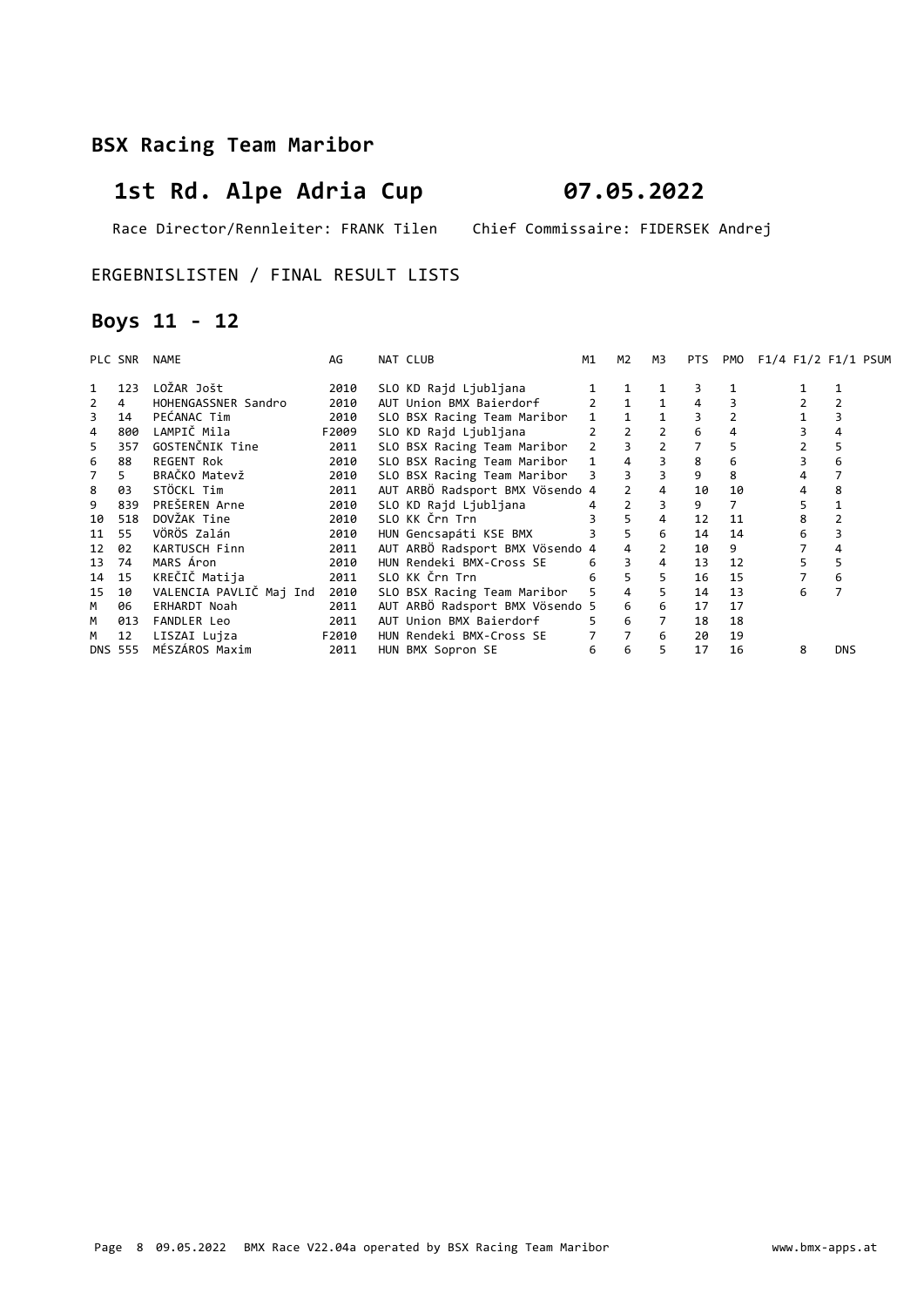## BSX Racing Team Maribor

# 1st Rd. Alpe Adria Cup 07.05.2022

Race Director/Rennleiter: FRANK Tilen Chief Commissaire: FIDERSEK Andrej

ERGEBNISLISTEN / FINAL RESULT LISTS

## Boys 11 - 12

| PLC | SNR | NAME | AG | NAT | CLUB | M1 | M2 | M3 | PTS | PMO | F1/4 | F1/2 | F1/1 | PSUM |
|---|---|---|---|---|---|---|---|---|---|---|---|---|---|---|
| 1 | 123 | LOŽAR Jošt | 2010 | SLO | KD Rajd Ljubljana | 1 | 1 | 1 | 3 | 1 | | 1 | 1 | |
| 2 | 4 | HOHENGASSNER Sandro | 2010 | AUT | Union BMX Baierdorf | 2 | 1 | 1 | 4 | 3 | | 2 | 2 | |
| 3 | 14 | PEĆANAC Tim | 2010 | SLO | BSX Racing Team Maribor | 1 | 1 | 1 | 3 | 2 | | 1 | 3 | |
| 4 | 800 | LAMPIČ Mila | F2009 | SLO | KD Rajd Ljubljana | 2 | 2 | 2 | 6 | 4 | | 3 | 4 | |
| 5 | 357 | GOSTENČNIK Tine | 2011 | SLO | BSX Racing Team Maribor | 2 | 3 | 2 | 7 | 5 | | 2 | 5 | |
| 6 | 88 | REGENT Rok | 2010 | SLO | BSX Racing Team Maribor | 1 | 4 | 3 | 8 | 6 | | 3 | 6 | |
| 7 | 5 | BRAČKO Matevž | 2010 | SLO | BSX Racing Team Maribor | 3 | 3 | 3 | 9 | 8 | | 4 | 7 | |
| 8 | 03 | STÖCKL Tim | 2011 | AUT | ARBÖ Radsport BMX Vösendo | 4 | 2 | 4 | 10 | 10 | | 4 | 8 | |
| 9 | 839 | PREŠEREN Arne | 2010 | SLO | KD Rajd Ljubljana | 4 | 2 | 3 | 9 | 7 | | 5 | 1 | |
| 10 | 518 | DOVŽAK Tine | 2010 | SLO | KK Črn Trn | 3 | 5 | 4 | 12 | 11 | | 8 | 2 | |
| 11 | 55 | VÖRÖS Zalán | 2010 | HUN | Gencsapáti KSE BMX | 3 | 5 | 6 | 14 | 14 | | 6 | 3 | |
| 12 | 02 | KARTUSCH Finn | 2011 | AUT | ARBÖ Radsport BMX Vösendo | 4 | 4 | 2 | 10 | 9 | | 7 | 4 | |
| 13 | 74 | MARS Áron | 2010 | HUN | Rendeki BMX-Cross SE | 6 | 3 | 4 | 13 | 12 | | 5 | 5 | |
| 14 | 15 | KREČIČ Matija | 2011 | SLO | KK Črn Trn | 6 | 5 | 5 | 16 | 15 | | 7 | 6 | |
| 15 | 10 | VALENCIA PAVLIČ Maj Ind | 2010 | SLO | BSX Racing Team Maribor | 5 | 4 | 5 | 14 | 13 | | 6 | 7 | |
| M | 06 | ERHARDT Noah | 2011 | AUT | ARBÖ Radsport BMX Vösendo | 5 | 6 | 6 | 17 | 17 | | | | |
| M | 013 | FANDLER Leo | 2011 | AUT | Union BMX Baierdorf | 5 | 6 | 7 | 18 | 18 | | | | |
| M | 12 | LISZAI Lujza | F2010 | HUN | Rendeki BMX-Cross SE | 7 | 7 | 6 | 20 | 19 | | | | |
| DNS | 555 | MÉSZÁROS Maxim | 2011 | HUN | BMX Sopron SE | 6 | 6 | 5 | 17 | 16 | | 8 | DNS | |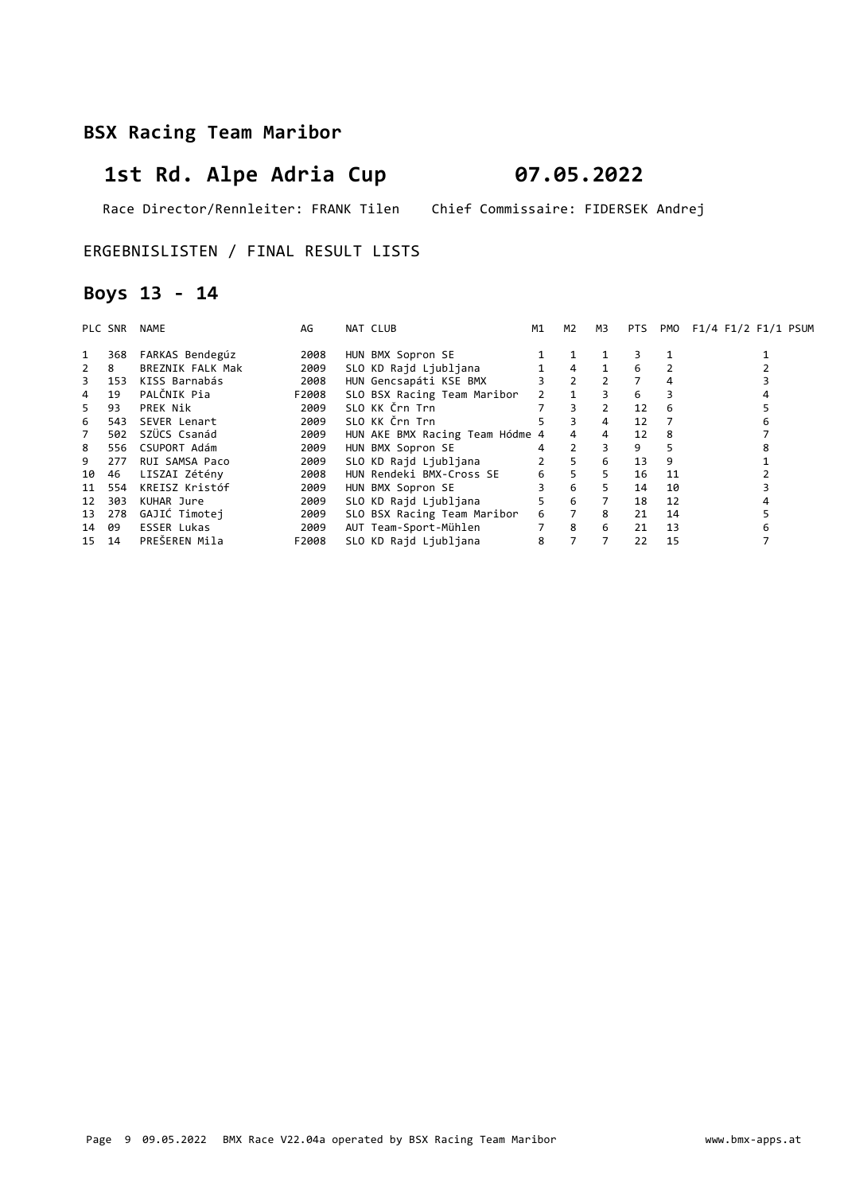## BSX Racing Team Maribor

# 1st Rd. Alpe Adria Cup 07.05.2022

Race Director/Rennleiter: FRANK Tilen    Chief Commissaire: FIDERSEK Andrej

ERGEBNISLISTEN / FINAL RESULT LISTS

## Boys 13 - 14

| PLC | SNR | NAME | AG | NAT | CLUB | M1 | M2 | M3 | PTS | PMO | F1/4 | F1/2 | F1/1 | PSUM |
|---|---|---|---|---|---|---|---|---|---|---|---|---|---|---|
| 1 | 368 | FARKAS Bendegúz | 2008 | HUN | BMX Sopron SE | 1 | 1 | 1 | 3 | 1 | | | 1 | |
| 2 | 8 | BREZNIK FALK Mak | 2009 | SLO | KD Rajd Ljubljana | 1 | 4 | 1 | 6 | 2 | | | 2 | |
| 3 | 153 | KISS Barnabás | 2008 | HUN | Gencsapáti KSE BMX | 3 | 2 | 2 | 7 | 4 | | | 3 | |
| 4 | 19 | PALČNIK Pia | F2008 | SLO | BSX Racing Team Maribor | 2 | 1 | 3 | 6 | 3 | | | 4 | |
| 5 | 93 | PREK Nik | 2009 | SLO | KK Črn Trn | 7 | 3 | 2 | 12 | 6 | | | 5 | |
| 6 | 543 | SEVER Lenart | 2009 | SLO | KK Črn Trn | 5 | 3 | 4 | 12 | 7 | | | 6 | |
| 7 | 502 | SZÜCS Csanád | 2009 | HUN | AKE BMX Racing Team Hódme | 4 | 4 | 4 | 12 | 8 | | | 7 | |
| 8 | 556 | CSUPORT Adám | 2009 | HUN | BMX Sopron SE | 4 | 2 | 3 | 9 | 5 | | | 8 | |
| 9 | 277 | RUI SAMSA Paco | 2009 | SLO | KD Rajd Ljubljana | 2 | 5 | 6 | 13 | 9 | | | 1 | |
| 10 | 46 | LISZAI Zétény | 2008 | HUN | Rendeki BMX-Cross SE | 6 | 5 | 5 | 16 | 11 | | | 2 | |
| 11 | 554 | KREISZ Kristóf | 2009 | HUN | BMX Sopron SE | 3 | 6 | 5 | 14 | 10 | | | 3 | |
| 12 | 303 | KUHAR Jure | 2009 | SLO | KD Rajd Ljubljana | 5 | 6 | 7 | 18 | 12 | | | 4 | |
| 13 | 278 | GAJIĆ Timotej | 2009 | SLO | BSX Racing Team Maribor | 6 | 7 | 8 | 21 | 14 | | | 5 | |
| 14 | 09 | ESSER Lukas | 2009 | AUT | Team-Sport-Mühlen | 7 | 8 | 6 | 21 | 13 | | | 6 | |
| 15 | 14 | PREŠEREN Mila | F2008 | SLO | KD Rajd Ljubljana | 8 | 7 | 7 | 22 | 15 | | | 7 | |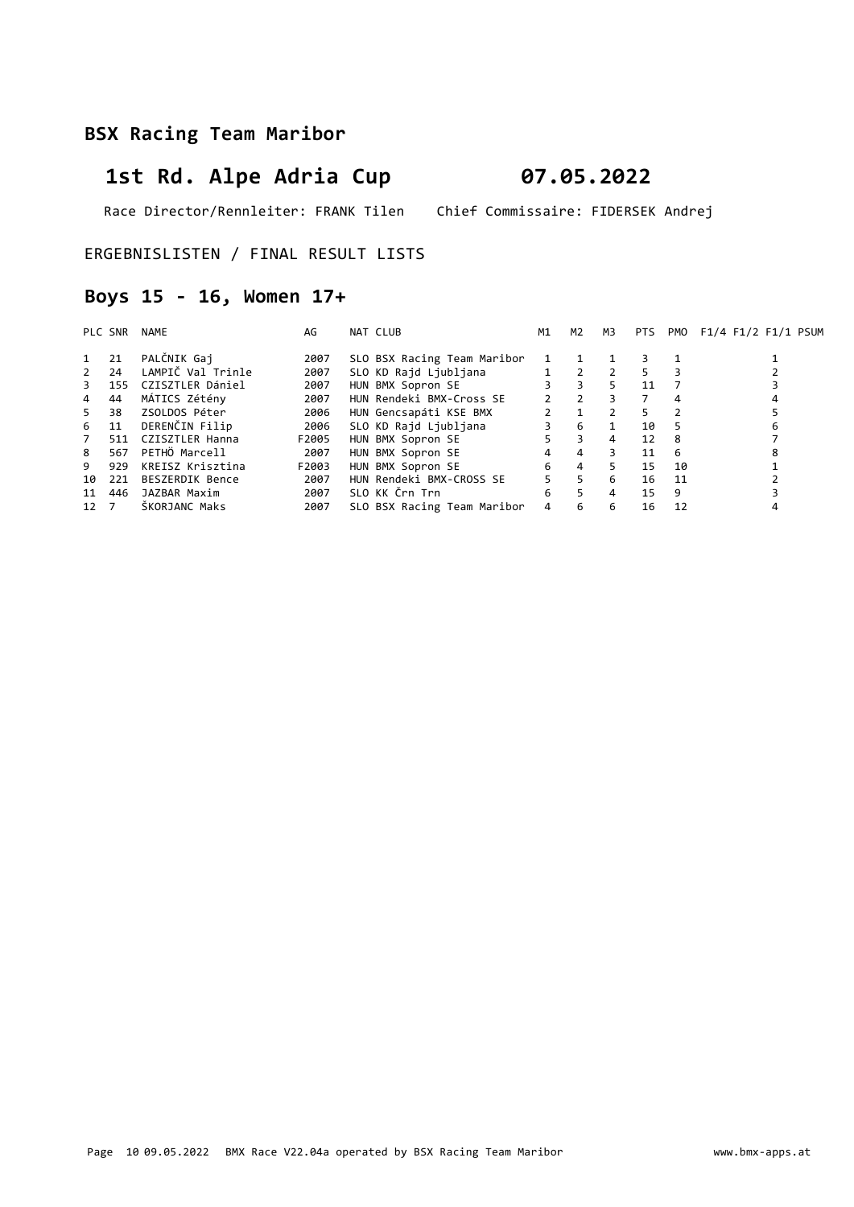## BSX Racing Team Maribor

# 1st Rd. Alpe Adria Cup 07.05.2022

Race Director/Rennleiter: FRANK Tilen Chief Commissaire: FIDERSEK Andrej

ERGEBNISLISTEN / FINAL RESULT LISTS

## Boys 15 - 16, Women 17+

| PLC | SNR | NAME | AG | NAT | CLUB | M1 | M2 | M3 | PTS | PMO | F1/4 | F1/2 | F1/1 | PSUM |
|---|---|---|---|---|---|---|---|---|---|---|---|---|---|---|
| 1 | 21 | PALČNIK Gaj | 2007 | SLO | BSX Racing Team Maribor | 1 | 1 | 1 | 3 | 1 | | | 1 | |
| 2 | 24 | LAMPIČ Val Trinle | 2007 | SLO | KD Rajd Ljubljana | 1 | 2 | 2 | 5 | 3 | | | 2 | |
| 3 | 155 | CZISZTLER Dániel | 2007 | HUN | BMX Sopron SE | 3 | 3 | 5 | 11 | 7 | | | 3 | |
| 4 | 44 | MÁTICS Zétény | 2007 | HUN | Rendeki BMX-Cross SE | 2 | 2 | 3 | 7 | 4 | | | 4 | |
| 5 | 38 | ZSOLDOS Péter | 2006 | HUN | Gencsapáti KSE BMX | 2 | 1 | 2 | 5 | 2 | | | 5 | |
| 6 | 11 | DERENČIN Filip | 2006 | SLO | KD Rajd Ljubljana | 3 | 6 | 1 | 10 | 5 | | | 6 | |
| 7 | 511 | CZISZTLER Hanna | F2005 | HUN | BMX Sopron SE | 5 | 3 | 4 | 12 | 8 | | | 7 | |
| 8 | 567 | PETHÖ Marcell | 2007 | HUN | BMX Sopron SE | 4 | 4 | 3 | 11 | 6 | | | 8 | |
| 9 | 929 | KREISZ Krisztina | F2003 | HUN | BMX Sopron SE | 6 | 4 | 5 | 15 | 10 | | | 1 | |
| 10 | 221 | BESZERDIK Bence | 2007 | HUN | Rendeki BMX-CROSS SE | 5 | 5 | 6 | 16 | 11 | | | 2 | |
| 11 | 446 | JAZBAR Maxim | 2007 | SLO | KK Črn Trn | 6 | 5 | 4 | 15 | 9 | | | 3 | |
| 12 | 7 | ŠKORJANC Maks | 2007 | SLO | BSX Racing Team Maribor | 4 | 6 | 6 | 16 | 12 | | | 4 | |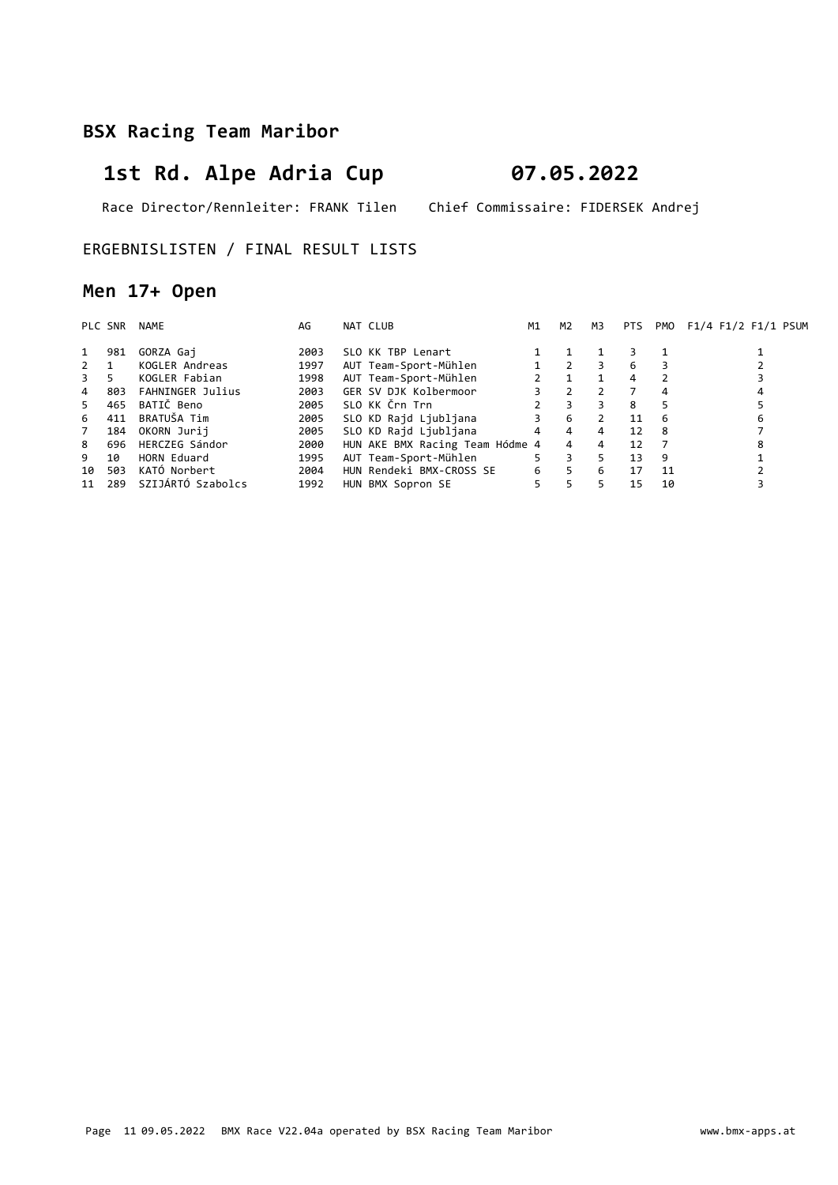## BSX Racing Team Maribor

# 1st Rd. Alpe Adria Cup 07.05.2022

Race Director/Rennleiter: FRANK Tilen Chief Commissaire: FIDERSEK Andrej

ERGEBNISLISTEN / FINAL RESULT LISTS

## Men 17+ Open

| PLC | SNR | NAME | AG | NAT | CLUB | M1 | M2 | M3 | PTS | PMO | F1/4 | F1/2 | F1/1 | PSUM |
|---|---|---|---|---|---|---|---|---|---|---|---|---|---|---|
| 1 | 981 | GORZA Gaj | 2003 | SLO | KK TBP Lenart | 1 | 1 | 1 | 3 | 1 | | | 1 | |
| 2 | 1 | KOGLER Andreas | 1997 | AUT | Team-Sport-Mühlen | 1 | 2 | 3 | 6 | 3 | | | 2 | |
| 3 | 5 | KOGLER Fabian | 1998 | AUT | Team-Sport-Mühlen | 2 | 1 | 1 | 4 | 2 | | | 3 | |
| 4 | 803 | FAHNINGER Julius | 2003 | GER | SV DJK Kolbermoor | 3 | 2 | 2 | 7 | 4 | | | 4 | |
| 5 | 465 | BATIČ Beno | 2005 | SLO | KK Črn Trn | 2 | 3 | 3 | 8 | 5 | | | 5 | |
| 6 | 411 | BRATUŠA Tim | 2005 | SLO | KD Rajd Ljubljana | 3 | 6 | 2 | 11 | 6 | | | 6 | |
| 7 | 184 | OKORN Jurij | 2005 | SLO | KD Rajd Ljubljana | 4 | 4 | 4 | 12 | 8 | | | 7 | |
| 8 | 696 | HERCZEG Sándor | 2000 | HUN | AKE BMX Racing Team Hódme | 4 | 4 | 4 | 12 | 7 | | | 8 | |
| 9 | 10 | HORN Eduard | 1995 | AUT | Team-Sport-Mühlen | 5 | 3 | 5 | 13 | 9 | | | 1 | |
| 10 | 503 | KATÓ Norbert | 2004 | HUN | Rendeki BMX-CROSS SE | 6 | 5 | 6 | 17 | 11 | | | 2 | |
| 11 | 289 | SZIJÁRTÓ Szabolcs | 1992 | HUN | BMX Sopron SE | 5 | 5 | 5 | 15 | 10 | | | 3 | |